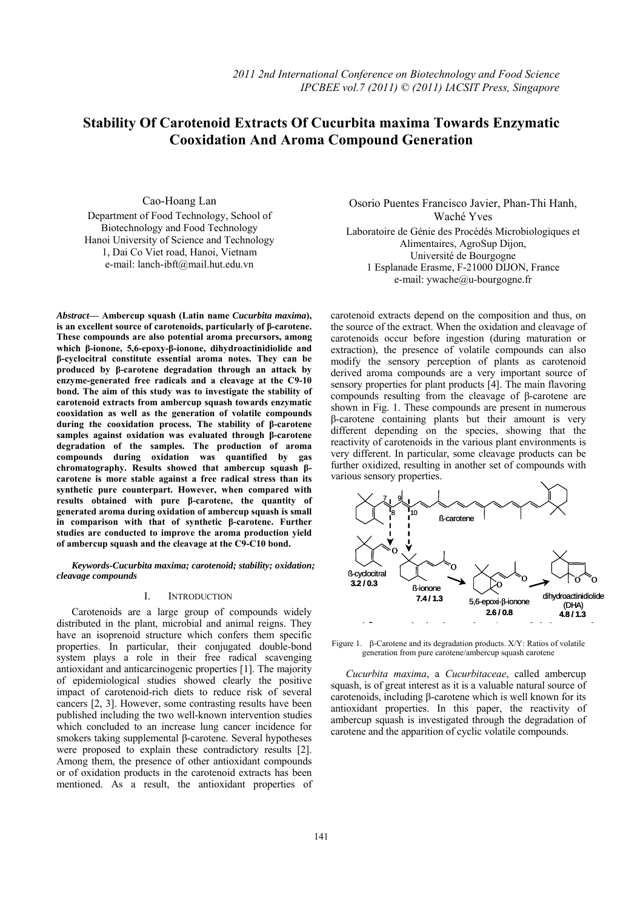# Stability Of Carotenoid Extracts Of Cucurbita maxima Towards Enzymatic Cooxidation And Aroma Compound Generation

Cao-Hoang Lan
Department of Food Technology, School of Biotechnology and Food Technology
Hanoi University of Science and Technology
1, Dai Co Viet road, Hanoi, Vietnam
e-mail: lanch-ibft@mail.hut.edu.vn

Osorio Puentes Francisco Javier, Phan-Thi Hanh, Waché Yves
Laboratoire de Génie des Procédés Microbiologiques et Alimentaires, AgroSup Dijon,
Université de Bourgogne
1 Esplanade Erasme, F-21000 DIJON, France
e-mail: ywache@u-bourgogne.fr

***Abstract*— Ambercup squash (Latin name *Cucurbita maxima*), is an excellent source of carotenoids, particularly of β-carotene. These compounds are also potential aroma precursors, among which β-ionone, 5,6-epoxy-β-ionone, dihydroactinidiolide and β-cyclocitral constitute essential aroma notes. They can be produced by β-carotene degradation through an attack by enzyme-generated free radicals and a cleavage at the C9-10 bond. The aim of this study was to investigate the stability of carotenoid extracts from ambercup squash towards enzymatic cooxidation as well as the generation of volatile compounds during the cooxidation process. The stability of β-carotene samples against oxidation was evaluated through β-carotene degradation of the samples. The production of aroma compounds during oxidation was quantified by gas chromatography. Results showed that ambercup squash β-carotene is more stable against a free radical stress than its synthetic pure counterpart. However, when compared with results obtained with pure β-carotene, the quantity of generated aroma during oxidation of ambercup squash is small in comparison with that of synthetic β-carotene. Further studies are conducted to improve the aroma production yield of ambercup squash and the cleavage at the C9-C10 bond.**

***Keywords-Cucurbita maxima; carotenoid; stability; oxidation; cleavage compounds***

## I. INTRODUCTION

Carotenoids are a large group of compounds widely distributed in the plant, microbial and animal reigns. They have an isoprenoid structure which confers them specific properties. In particular, their conjugated double-bond system plays a role in their free radical scavenging antioxidant and anticarcinogenic properties [1]. The majority of epidemiological studies showed clearly the positive impact of carotenoid-rich diets to reduce risk of several cancers [2, 3]. However, some contrasting results have been published including the two well-known intervention studies which concluded to an increase lung cancer incidence for smokers taking supplemental β-carotene. Several hypotheses were proposed to explain these contradictory results [2]. Among them, the presence of other antioxidant compounds or of oxidation products in the carotenoid extracts has been mentioned. As a result, the antioxidant properties of carotenoid extracts depend on the composition and thus, on the source of the extract. When the oxidation and cleavage of carotenoids occur before ingestion (during maturation or extraction), the presence of volatile compounds can also modify the sensory perception of plants as carotenoid derived aroma compounds are a very important source of sensory properties for plant products [4]. The main flavoring compounds resulting from the cleavage of β-carotene are shown in Fig. 1. These compounds are present in numerous β-carotene containing plants but their amount is very different depending on the species, showing that the reactivity of carotenoids in the various plant environments is very different. In particular, some cleavage products can be further oxidized, resulting in another set of compounds with various sensory properties.

Figure 1. β-Carotene and its degradation products. X/Y: Ratios of volatile generation from pure carotene/ambercup squash carotene

*Cucurbita maxima*, a *Cucurbitaceae*, called ambercup squash, is of great interest as it is a valuable natural source of carotenoids, including β-carotene which is well known for its antioxidant properties. In this paper, the reactivity of ambercup squash is investigated through the degradation of carotene and the apparition of cyclic volatile compounds.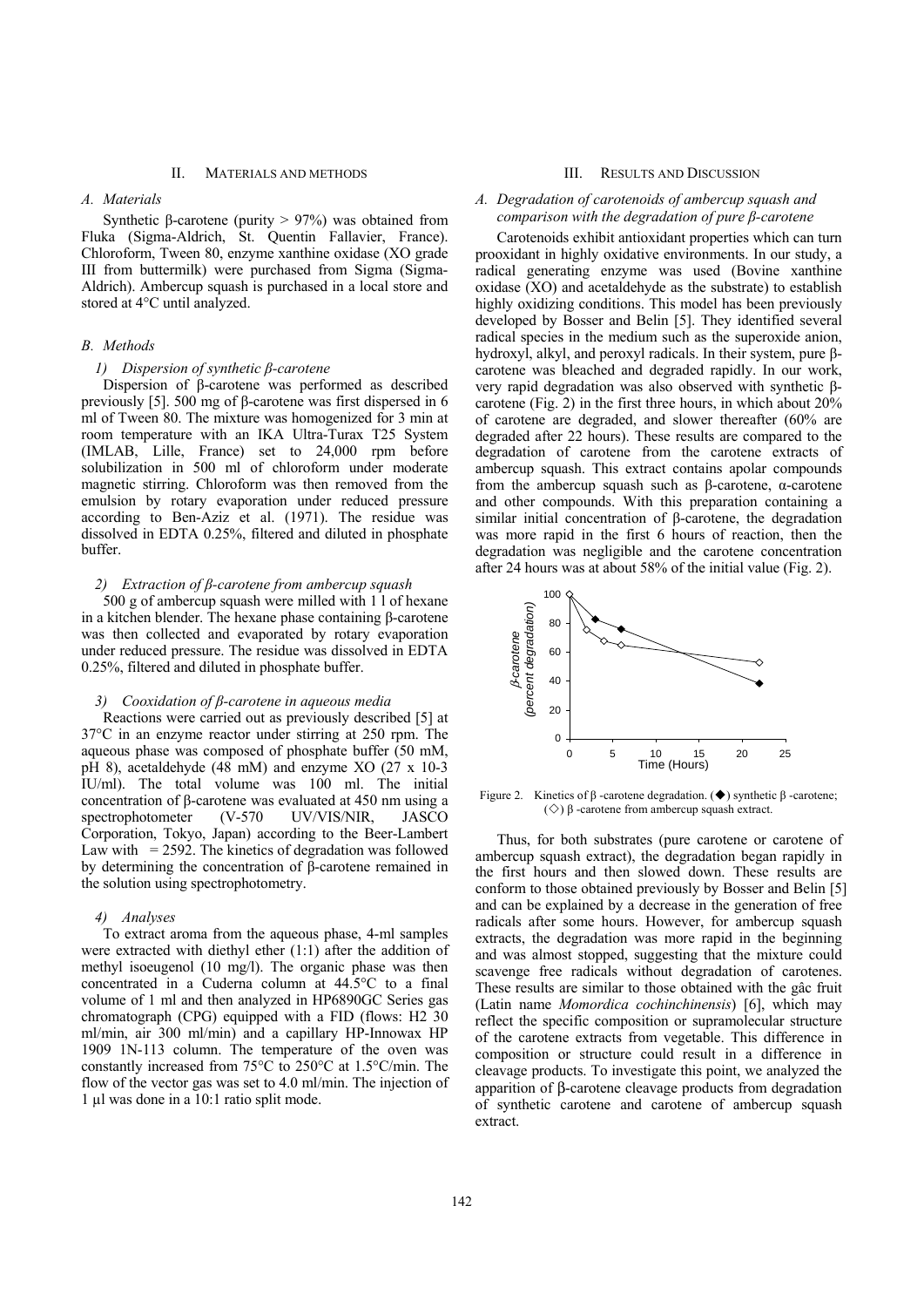## II. Materials and methods

### A. Materials

Synthetic β-carotene (purity > 97%) was obtained from Fluka (Sigma-Aldrich, St. Quentin Fallavier, France). Chloroform, Tween 80, enzyme xanthine oxidase (XO grade III from buttermilk) were purchased from Sigma (Sigma-Aldrich). Ambercup squash is purchased in a local store and stored at 4°C until analyzed.

### B. Methods

#### 1) Dispersion of synthetic β-carotene

Dispersion of β-carotene was performed as described previously [5]. 500 mg of β-carotene was first dispersed in 6 ml of Tween 80. The mixture was homogenized for 3 min at room temperature with an IKA Ultra-Turax T25 System (IMLAB, Lille, France) set to 24,000 rpm before solubilization in 500 ml of chloroform under moderate magnetic stirring. Chloroform was then removed from the emulsion by rotary evaporation under reduced pressure according to Ben-Aziz et al. (1971). The residue was dissolved in EDTA 0.25%, filtered and diluted in phosphate buffer.

#### 2) Extraction of β-carotene from ambercup squash

500 g of ambercup squash were milled with 1 l of hexane in a kitchen blender. The hexane phase containing β-carotene was then collected and evaporated by rotary evaporation under reduced pressure. The residue was dissolved in EDTA 0.25%, filtered and diluted in phosphate buffer.

#### 3) Cooxidation of β-carotene in aqueous media

Reactions were carried out as previously described [5] at 37°C in an enzyme reactor under stirring at 250 rpm. The aqueous phase was composed of phosphate buffer (50 mM, pH 8), acetaldehyde (48 mM) and enzyme XO (27 x 10-3 IU/ml). The total volume was 100 ml. The initial concentration of β-carotene was evaluated at 450 nm using a spectrophotometer (V-570 UV/VIS/NIR, JASCO Corporation, Tokyo, Japan) according to the Beer-Lambert Law with  = 2592. The kinetics of degradation was followed by determining the concentration of β-carotene remained in the solution using spectrophotometry.

#### 4) Analyses

To extract aroma from the aqueous phase, 4-ml samples were extracted with diethyl ether (1:1) after the addition of methyl isoeugenol (10 mg/l). The organic phase was then concentrated in a Cuderna column at 44.5°C to a final volume of 1 ml and then analyzed in HP6890GC Series gas chromatograph (CPG) equipped with a FID (flows: $H_2$ 30 ml/min, air 300 ml/min) and a capillary HP-Innowax HP 1909 1N-113 column. The temperature of the oven was constantly increased from 75°C to 250°C at 1.5°C/min. The flow of the vector gas was set to 4.0 ml/min. The injection of 1 µl was done in a 10:1 ratio split mode.

## III. Results and Discussion

### A. Degradation of carotenoids of ambercup squash and comparison with the degradation of pure β-carotene

Carotenoids exhibit antioxidant properties which can turn prooxidant in highly oxidative environments. In our study, a radical generating enzyme was used (Bovine xanthine oxidase (XO) and acetaldehyde as the substrate) to establish highly oxidizing conditions. This model has been previously developed by Bosser and Belin [5]. They identified several radical species in the medium such as the superoxide anion, hydroxyl, alkyl, and peroxyl radicals. In their system, pure β-carotene was bleached and degraded rapidly. In our work, very rapid degradation was also observed with synthetic β-carotene (Fig. 2) in the first three hours, in which about 20% of carotene are degraded, and slower thereafter (60% are degraded after 22 hours). These results are compared to the degradation of carotene from the carotene extracts of ambercup squash. This extract contains apolar compounds from the ambercup squash such as β-carotene, α-carotene and other compounds. With this preparation containing a similar initial concentration of β-carotene, the degradation was more rapid in the first 6 hours of reaction, then the degradation was negligible and the carotene concentration after 24 hours was at about 58% of the initial value (Fig. 2).

Figure 2. Kinetics of β -carotene degradation. (◆) synthetic β -carotene; (◇) β -carotene from ambercup squash extract.

Thus, for both substrates (pure carotene or carotene of ambercup squash extract), the degradation began rapidly in the first hours and then slowed down. These results are conform to those obtained previously by Bosser and Belin [5] and can be explained by a decrease in the generation of free radicals after some hours. However, for ambercup squash extracts, the degradation was more rapid in the beginning and was almost stopped, suggesting that the mixture could scavenge free radicals without degradation of carotenes. These results are similar to those obtained with the gâc fruit (Latin name *Momordica cochinchinensis*) [6], which may reflect the specific composition or supramolecular structure of the carotene extracts from vegetable. This difference in composition or structure could result in a difference in cleavage products. To investigate this point, we analyzed the apparition of β-carotene cleavage products from degradation of synthetic carotene and carotene of ambercup squash extract.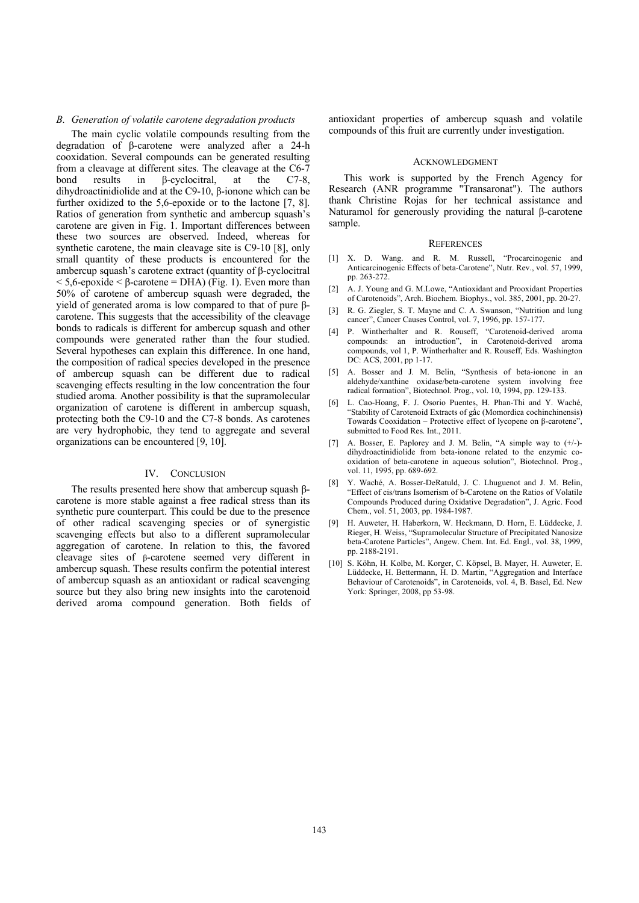### *B. Generation of volatile carotene degradation products*

The main cyclic volatile compounds resulting from the degradation of β-carotene were analyzed after a 24-h cooxidation. Several compounds can be generated resulting from a cleavage at different sites. The cleavage at the C6-7 bond results in β-cyclocitral, at the C7-8, dihydroactinidiolide and at the C9-10, β-ionone which can be further oxidized to the 5,6-epoxide or to the lactone [7, 8]. Ratios of generation from synthetic and ambercup squash's carotene are given in Fig. 1. Important differences between these two sources are observed. Indeed, whereas for synthetic carotene, the main cleavage site is C9-10 [8], only small quantity of these products is encountered for the ambercup squash's carotene extract (quantity of β-cyclocitral < 5,6-epoxide < β-carotene = DHA) (Fig. 1). Even more than 50% of carotene of ambercup squash were degraded, the yield of generated aroma is low compared to that of pure β-carotene. This suggests that the accessibility of the cleavage bonds to radicals is different for ambercup squash and other compounds were generated rather than the four studied. Several hypotheses can explain this difference. In one hand, the composition of radical species developed in the presence of ambercup squash can be different due to radical scavenging effects resulting in the low concentration the four studied aroma. Another possibility is that the supramolecular organization of carotene is different in ambercup squash, protecting both the C9-10 and the C7-8 bonds. As carotenes are very hydrophobic, they tend to aggregate and several organizations can be encountered [9, 10].

## IV. Conclusion

The results presented here show that ambercup squash β-carotene is more stable against a free radical stress than its synthetic pure counterpart. This could be due to the presence of other radical scavenging species or of synergistic scavenging effects but also to a different supramolecular aggregation of carotene. In relation to this, the favored cleavage sites of β-carotene seemed very different in ambercup squash. These results confirm the potential interest of ambercup squash as an antioxidant or radical scavenging source but they also bring new insights into the carotenoid derived aroma compound generation. Both fields of antioxidant properties of ambercup squash and volatile compounds of this fruit are currently under investigation.

## Acknowledgment

This work is supported by the French Agency for Research (ANR programme "Transaronat"). The authors thank Christine Rojas for her technical assistance and Naturamol for generously providing the natural β-carotene sample.

## References

[1] X. D. Wang. and R. M. Russell, "Procarcinogenic and Anticarcinogenic Effects of beta-Carotene", Nutr. Rev., vol. 57, 1999, pp. 263-272.

[2] A. J. Young and G. M.Lowe, "Antioxidant and Prooxidant Properties of Carotenoids", Arch. Biochem. Biophys., vol. 385, 2001, pp. 20-27.

[3] R. G. Ziegler, S. T. Mayne and C. A. Swanson, "Nutrition and lung cancer", Cancer Causes Control, vol. 7, 1996, pp. 157-177.

[4] P. Wintherhalter and R. Rouseff, "Carotenoid-derived aroma compounds: an introduction", in Carotenoid-derived aroma compounds, vol 1, P. Wintherhalter and R. Rouseff, Eds. Washington DC: ACS, 2001, pp 1-17.

[5] A. Bosser and J. M. Belin, "Synthesis of beta-ionone in an aldehyde/xanthine oxidase/beta-carotene system involving free radical formation", Biotechnol. Prog., vol. 10, 1994, pp. 129-133.

[6] L. Cao-Hoang, F. J. Osorio Puentes, H. Phan-Thi and Y. Waché, "Stability of Carotenoid Extracts of gấc (Momordica cochinchinensis) Towards Cooxidation – Protective effect of lycopene on β-carotene", submitted to Food Res. Int., 2011.

[7] A. Bosser, E. Paplorey and J. M. Belin, "A simple way to (+/-)-dihydroactinidiolide from beta-ionone related to the enzymic co-oxidation of beta-carotene in aqueous solution", Biotechnol. Prog., vol. 11, 1995, pp. 689-692.

[8] Y. Waché, A. Bosser-DeRatuld, J. C. Lhuguenot and J. M. Belin, "Effect of cis/trans Isomerism of b-Carotene on the Ratios of Volatile Compounds Produced during Oxidative Degradation", J. Agric. Food Chem., vol. 51, 2003, pp. 1984-1987.

[9] H. Auweter, H. Haberkorn, W. Heckmann, D. Horn, E. Lüddecke, J. Rieger, H. Weiss, "Supramolecular Structure of Precipitated Nanosize beta-Carotene Particles", Angew. Chem. Int. Ed. Engl., vol. 38, 1999, pp. 2188-2191.

[10] S. Köhn, H. Kolbe, M. Korger, C. Köpsel, B. Mayer, H. Auweter, E. Lüddecke, H. Bettermann, H. D. Martin, "Aggregation and Interface Behaviour of Carotenoids", in Carotenoids, vol. 4, B. Basel, Ed. New York: Springer, 2008, pp 53-98.